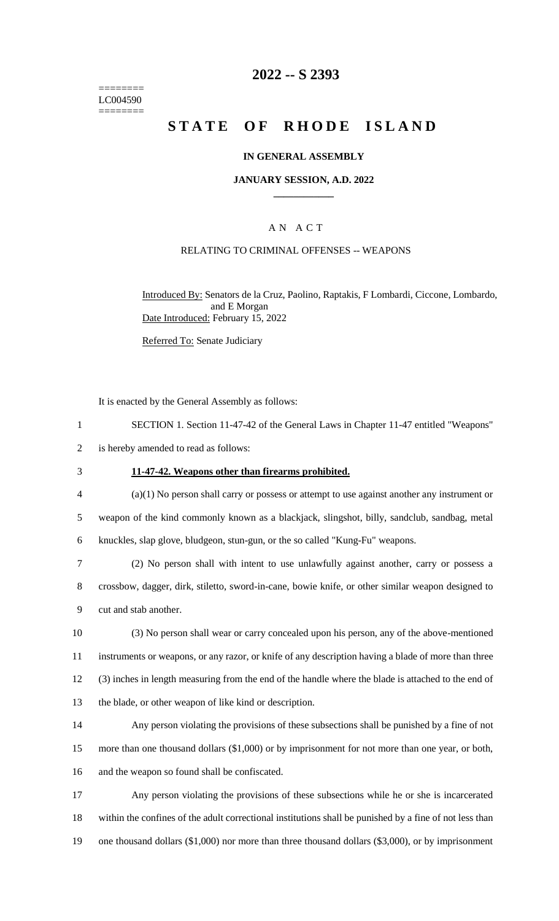========
LC004590
========

# 2022 -- S 2393

# STATE OF RHODE ISLAND

**IN GENERAL ASSEMBLY**

**JANUARY SESSION, A.D. 2022**

## A N A C T

RELATING TO CRIMINAL OFFENSES -- WEAPONS

Introduced By: Senators de la Cruz, Paolino, Raptakis, F Lombardi, Ciccone, Lombardo, and E Morgan

Date Introduced: February 15, 2022

Referred To: Senate Judiciary

It is enacted by the General Assembly as follows:

1 SECTION 1. Section 11-47-42 of the General Laws in Chapter 11-47 entitled "Weapons"
2 is hereby amended to read as follows:

3 **11-47-42. Weapons other than firearms prohibited.**

4 (a)(1) No person shall carry or possess or attempt to use against another any instrument or
5 weapon of the kind commonly known as a blackjack, slingshot, billy, sandclub, sandbag, metal
6 knuckles, slap glove, bludgeon, stun-gun, or the so called "Kung-Fu" weapons.

7 (2) No person shall with intent to use unlawfully against another, carry or possess a
8 crossbow, dagger, dirk, stiletto, sword-in-cane, bowie knife, or other similar weapon designed to
9 cut and stab another.

10 (3) No person shall wear or carry concealed upon his person, any of the above-mentioned
11 instruments or weapons, or any razor, or knife of any description having a blade of more than three
12 (3) inches in length measuring from the end of the handle where the blade is attached to the end of
13 the blade, or other weapon of like kind or description.

14 Any person violating the provisions of these subsections shall be punished by a fine of not
15 more than one thousand dollars ($1,000) or by imprisonment for not more than one year, or both,
16 and the weapon so found shall be confiscated.

17 Any person violating the provisions of these subsections while he or she is incarcerated
18 within the confines of the adult correctional institutions shall be punished by a fine of not less than
19 one thousand dollars ($1,000) nor more than three thousand dollars ($3,000), or by imprisonment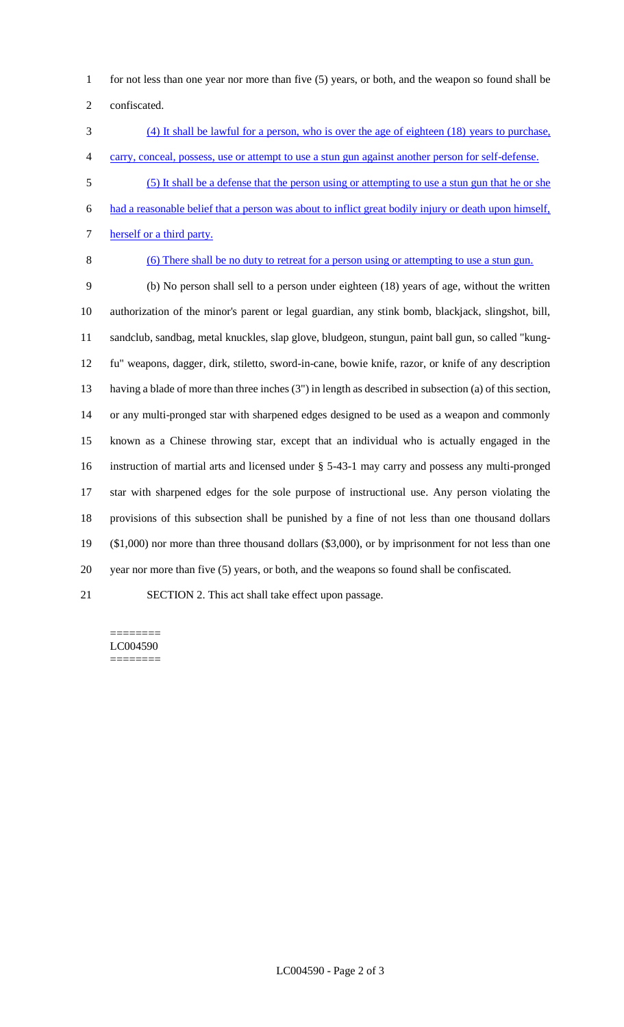for not less than one year nor more than five (5) years, or both, and the weapon so found shall be confiscated.

(4) It shall be lawful for a person, who is over the age of eighteen (18) years to purchase, carry, conceal, possess, use or attempt to use a stun gun against another person for self-defense.

(5) It shall be a defense that the person using or attempting to use a stun gun that he or she had a reasonable belief that a person was about to inflict great bodily injury or death upon himself, herself or a third party.

(6) There shall be no duty to retreat for a person using or attempting to use a stun gun.

(b) No person shall sell to a person under eighteen (18) years of age, without the written authorization of the minor's parent or legal guardian, any stink bomb, blackjack, slingshot, bill, sandclub, sandbag, metal knuckles, slap glove, bludgeon, stungun, paint ball gun, so called "kung-fu" weapons, dagger, dirk, stiletto, sword-in-cane, bowie knife, razor, or knife of any description having a blade of more than three inches (3") in length as described in subsection (a) of this section, or any multi-pronged star with sharpened edges designed to be used as a weapon and commonly known as a Chinese throwing star, except that an individual who is actually engaged in the instruction of martial arts and licensed under § 5-43-1 may carry and possess any multi-pronged star with sharpened edges for the sole purpose of instructional use. Any person violating the provisions of this subsection shall be punished by a fine of not less than one thousand dollars ($1,000) nor more than three thousand dollars ($3,000), or by imprisonment for not less than one year nor more than five (5) years, or both, and the weapons so found shall be confiscated.

SECTION 2. This act shall take effect upon passage.

========
LC004590
========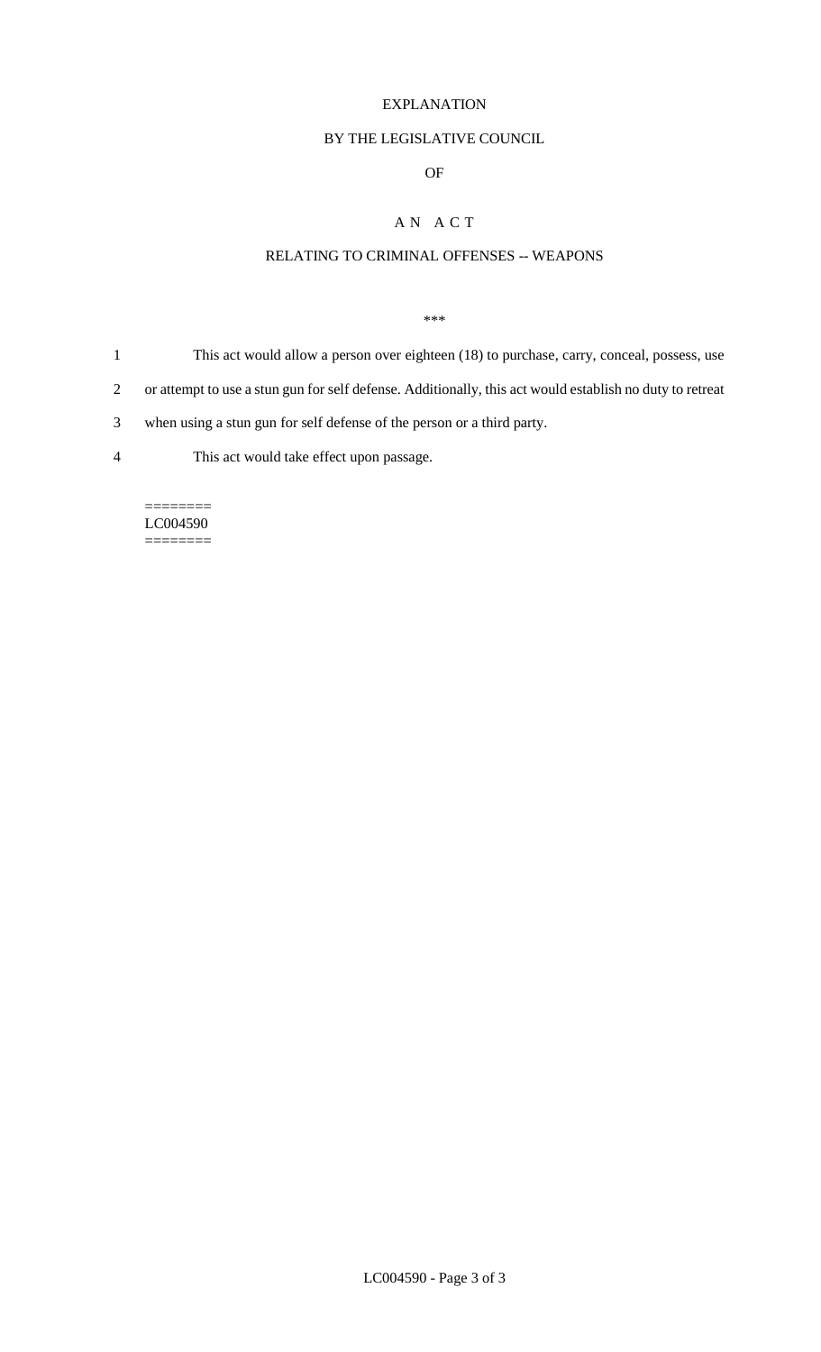EXPLANATION

BY THE LEGISLATIVE COUNCIL

OF

A N A C T

RELATING TO CRIMINAL OFFENSES -- WEAPONS

\*\*\*

1 This act would allow a person over eighteen (18) to purchase, carry, conceal, possess, use
2 or attempt to use a stun gun for self defense. Additionally, this act would establish no duty to retreat
3 when using a stun gun for self defense of the person or a third party.
4 This act would take effect upon passage.

========
LC004590
========